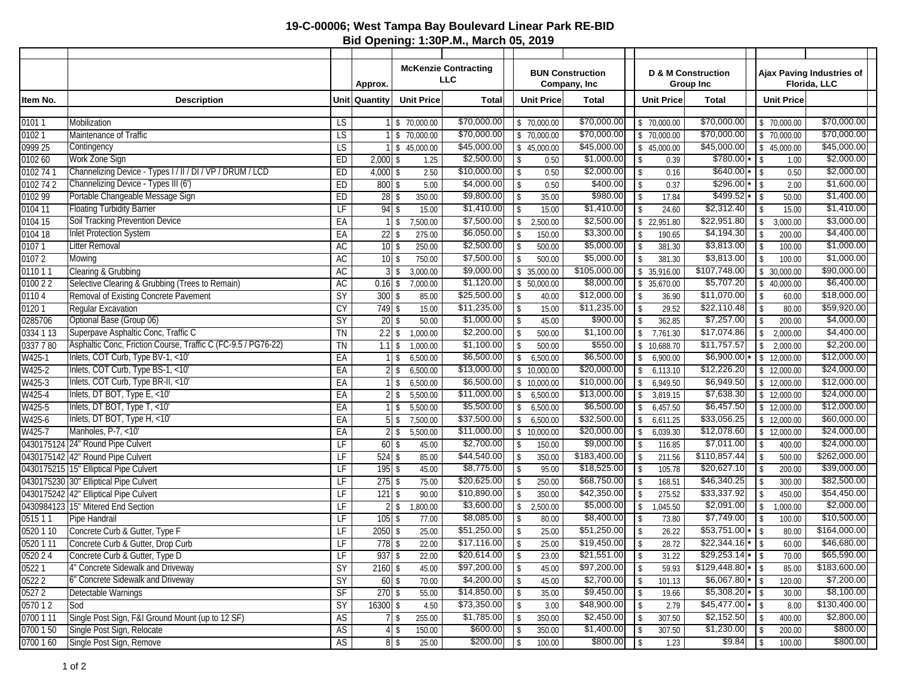## 19-C-00006; West Tampa Bay Boulevard Linear Park RE-BID
## Bid Opening: 1:30P.M., March 05, 2019

| Item No. | Description | Unit | Approx. Quantity | McKenzie Contracting LLC Unit Price | McKenzie Contracting LLC Total | BUN Construction Company, Inc Unit Price | BUN Construction Company, Inc Total | D & M Construction Group Inc Unit Price | D & M Construction Group Inc Total | Ajax Paving Industries of Florida, LLC Unit Price | Ajax Paving Industries of Florida, LLC Total |
|---|---|---|---|---|---|---|---|---|---|---|---|
| 0101 1 | Mobilization | LS | 1 | $ 70,000.00 | $70,000.00 | $ 70,000.00 | $70,000.00 | $ 70,000.00 | $70,000.00 | $ 70,000.00 | $70,000.00 |
| 0102 1 | Maintenance of Traffic | LS | 1 | $ 70,000.00 | $70,000.00 | $ 70,000.00 | $70,000.00 | $ 70,000.00 | $70,000.00 | $ 70,000.00 | $70,000.00 |
| 0999 25 | Contingency | LS | 1 | $ 45,000.00 | $45,000.00 | $ 45,000.00 | $45,000.00 | $ 45,000.00 | $45,000.00 | $ 45,000.00 | $45,000.00 |
| 0102 60 | Work Zone Sign | ED | 2,000 | $ 1.25 | $2,500.00 | $ 0.50 | $1,000.00 | $ 0.39 | $780.00 * | $ 1.00 | $2,000.00 |
| 0102 74 1 | Channelizing Device - Types I / II / DI / VP / DRUM / LCD | ED | 4,000 | $ 2.50 | $10,000.00 | $ 0.50 | $2,000.00 | $ 0.16 | $640.00 * | $ 0.50 | $2,000.00 |
| 0102 74 2 | Channelizing Device - Types III (6') | ED | 800 | $ 5.00 | $4,000.00 | $ 0.50 | $400.00 | $ 0.37 | $296.00 * | $ 2.00 | $1,600.00 |
| 0102 99 | Portable Changeable Message Sign | ED | 28 | $ 350.00 | $9,800.00 | $ 35.00 | $980.00 | $ 17.84 | $499.52 * | $ 50.00 | $1,400.00 |
| 0104 11 | Floating Turbidity Barrier | LF | 94 | $ 15.00 | $1,410.00 | $ 15.00 | $1,410.00 | $ 24.60 | $2,312.40 | $ 15.00 | $1,410.00 |
| 0104 15 | Soil Tracking Prevention Device | EA | 1 | $ 7,500.00 | $7,500.00 | $ 2,500.00 | $2,500.00 | $ 22,951.80 | $22,951.80 | $ 3,000.00 | $3,000.00 |
| 0104 18 | Inlet Protection System | EA | 22 | $ 275.00 | $6,050.00 | $ 150.00 | $3,300.00 | $ 190.65 | $4,194.30 | $ 200.00 | $4,400.00 |
| 0107 1 | Litter Removal | AC | 10 | $ 250.00 | $2,500.00 | $ 500.00 | $5,000.00 | $ 381.30 | $3,813.00 | $ 100.00 | $1,000.00 |
| 0107 2 | Mowing | AC | 10 | $ 750.00 | $7,500.00 | $ 500.00 | $5,000.00 | $ 381.30 | $3,813.00 | $ 100.00 | $1,000.00 |
| 0110 1 1 | Clearing & Grubbing | AC | 3 | $ 3,000.00 | $9,000.00 | $ 35,000.00 | $105,000.00 | $ 35,916.00 | $107,748.00 | $ 30,000.00 | $90,000.00 |
| 0100 2 2 | Selective Clearing & Grubbing (Trees to Remain) | AC | 0.16 | $ 7,000.00 | $1,120.00 | $ 50,000.00 | $8,000.00 | $ 35,670.00 | $5,707.20 | $ 40,000.00 | $6,400.00 |
| 0110 4 | Removal of Existing Concrete Pavement | SY | 300 | $ 85.00 | $25,500.00 | $ 40.00 | $12,000.00 | $ 36.90 | $11,070.00 | $ 60.00 | $18,000.00 |
| 0120 1 | Regular Excavation | CY | 749 | $ 15.00 | $11,235.00 | $ 15.00 | $11,235.00 | $ 29.52 | $22,110.48 | $ 80.00 | $59,920.00 |
| 0285706 | Optional Base (Group 06) | SY | 20 | $ 50.00 | $1,000.00 | $ 45.00 | $900.00 | $ 362.85 | $7,257.00 | $ 200.00 | $4,000.00 |
| 0334 1 13 | Superpave Asphaltic Conc, Traffic C | TN | 2.2 | $ 1,000.00 | $2,200.00 | $ 500.00 | $1,100.00 | $ 7,761.30 | $17,074.86 | $ 2,000.00 | $4,400.00 |
| 0337 7 80 | Asphaltic Conc, Friction Course, Traffic C (FC-9.5 / PG76-22) | TN | 1.1 | $ 1,000.00 | $1,100.00 | $ 500.00 | $550.00 | $ 10,688.70 | $11,757.57 | $ 2,000.00 | $2,200.00 |
| W425-1 | Inlets, COT Curb, Type BV-1, <10' | EA | 1 | $ 6,500.00 | $6,500.00 | $ 6,500.00 | $6,500.00 | $ 6,900.00 | $6,900.00 * | $ 12,000.00 | $12,000.00 |
| W425-2 | Inlets, COT Curb, Type BS-1, <10' | EA | 2 | $ 6,500.00 | $13,000.00 | $ 10,000.00 | $20,000.00 | $ 6,113.10 | $12,226.20 | $ 12,000.00 | $24,000.00 |
| W425-3 | Inlets, COT Curb, Type BR-II, <10' | EA | 1 | $ 6,500.00 | $6,500.00 | $ 10,000.00 | $10,000.00 | $ 6,949.50 | $6,949.50 | $ 12,000.00 | $12,000.00 |
| W425-4 | Inlets, DT BOT, Type E, <10' | EA | 2 | $ 5,500.00 | $11,000.00 | $ 6,500.00 | $13,000.00 | $ 3,819.15 | $7,638.30 | $ 12,000.00 | $24,000.00 |
| W425-5 | Inlets, DT BOT, Type T, <10' | EA | 1 | $ 5,500.00 | $5,500.00 | $ 6,500.00 | $6,500.00 | $ 6,457.50 | $6,457.50 | $ 12,000.00 | $12,000.00 |
| W425-6 | Inlets, DT BOT, Type H, <10' | EA | 5 | $ 7,500.00 | $37,500.00 | $ 6,500.00 | $32,500.00 | $ 6,611.25 | $33,056.25 | $ 12,000.00 | $60,000.00 |
| W425-7 | Manholes, P-7, <10' | EA | 2 | $ 5,500.00 | $11,000.00 | $ 10,000.00 | $20,000.00 | $ 6,039.30 | $12,078.60 | $ 12,000.00 | $24,000.00 |
| 0430175124 | 24" Round Pipe Culvert | LF | 60 | $ 45.00 | $2,700.00 | $ 150.00 | $9,000.00 | $ 116.85 | $7,011.00 | $ 400.00 | $24,000.00 |
| 0430175142 | 42" Round Pipe Culvert | LF | 524 | $ 85.00 | $44,540.00 | $ 350.00 | $183,400.00 | $ 211.56 | $110,857.44 | $ 500.00 | $262,000.00 |
| 0430175215 | 15" Elliptical Pipe Culvert | LF | 195 | $ 45.00 | $8,775.00 | $ 95.00 | $18,525.00 | $ 105.78 | $20,627.10 | $ 200.00 | $39,000.00 |
| 0430175230 | 30" Elliptical Pipe Culvert | LF | 275 | $ 75.00 | $20,625.00 | $ 250.00 | $68,750.00 | $ 168.51 | $46,340.25 | $ 300.00 | $82,500.00 |
| 0430175242 | 42" Elliptical Pipe Culvert | LF | 121 | $ 90.00 | $10,890.00 | $ 350.00 | $42,350.00 | $ 275.52 | $33,337.92 | $ 450.00 | $54,450.00 |
| 0430984123 | 15" Mitered End Section | LF | 2 | $ 1,800.00 | $3,600.00 | $ 2,500.00 | $5,000.00 | $ 1,045.50 | $2,091.00 | $ 1,000.00 | $2,000.00 |
| 0515 1 1 | Pipe Handrail | LF | 105 | $ 77.00 | $8,085.00 | $ 80.00 | $8,400.00 | $ 73.80 | $7,749.00 | $ 100.00 | $10,500.00 |
| 0520 1 10 | Concrete Curb & Gutter, Type F | LF | 2050 | $ 25.00 | $51,250.00 | $ 25.00 | $51,250.00 | $ 26.22 | $53,751.00 * | $ 80.00 | $164,000.00 |
| 0520 1 11 | Concrete Curb & Gutter, Drop Curb | LF | 778 | $ 22.00 | $17,116.00 | $ 25.00 | $19,450.00 | $ 28.72 | $22,344.16 * | $ 60.00 | $46,680.00 |
| 0520 2 4 | Concrete Curb & Gutter, Type D | LF | 937 | $ 22.00 | $20,614.00 | $ 23.00 | $21,551.00 | $ 31.22 | $29,253.14 * | $ 70.00 | $65,590.00 |
| 0522 1 | 4" Concrete Sidewalk and Driveway | SY | 2160 | $ 45.00 | $97,200.00 | $ 45.00 | $97,200.00 | $ 59.93 | $129,448.80 * | $ 85.00 | $183,600.00 |
| 0522 2 | 6" Concrete Sidewalk and Driveway | SY | 60 | $ 70.00 | $4,200.00 | $ 45.00 | $2,700.00 | $ 101.13 | $6,067.80 * | $ 120.00 | $7,200.00 |
| 0527 2 | Detectable Warnings | SF | 270 | $ 55.00 | $14,850.00 | $ 35.00 | $9,450.00 | $ 19.66 | $5,308.20 * | $ 30.00 | $8,100.00 |
| 0570 1 2 | Sod | SY | 16300 | $ 4.50 | $73,350.00 | $ 3.00 | $48,900.00 | $ 2.79 | $45,477.00 * | $ 8.00 | $130,400.00 |
| 0700 1 11 | Single Post Sign, F&I Ground Mount (up to 12 SF) | AS | 7 | $ 255.00 | $1,785.00 | $ 350.00 | $2,450.00 | $ 307.50 | $2,152.50 | $ 400.00 | $2,800.00 |
| 0700 1 50 | Single Post Sign, Relocate | AS | 4 | $ 150.00 | $600.00 | $ 350.00 | $1,400.00 | $ 307.50 | $1,230.00 | $ 200.00 | $800.00 |
| 0700 1 60 | Single Post Sign, Remove | AS | 8 | $ 25.00 | $200.00 | $ 100.00 | $800.00 | $ 1.23 | $9.84 | $ 100.00 | $800.00 |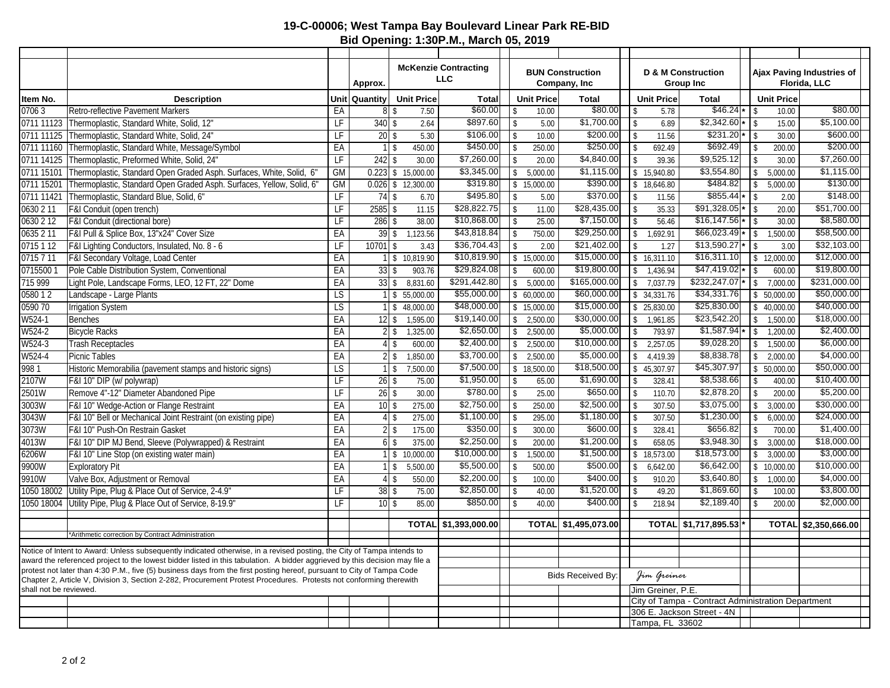**19-C-00006; West Tampa Bay Boulevard Linear Park RE-BID**
**Bid Opening: 1:30P.M., March 05, 2019**

| | | | | McKenzie Contracting LLC | | BUN Construction Company, Inc | | D & M Construction Group Inc | | Ajax Paving Industries of Florida, LLC | |
|---|---|---|---|---|---|---|---|---|---|---|---|
| **Item No.** | **Description** | **Unit** | **Approx. Quantity** | **Unit Price** | **Total** | **Unit Price** | **Total** | **Unit Price** | **Total** | **Unit Price** | |
| 0706 3 | Retro-reflective Pavement Markers | EA | 8 | $ 7.50 | $60.00 | $ 10.00 | $80.00 | $ 5.78 | $46.24 * | $ 10.00 | $80.00 |
| 0711 11123 | Thermoplastic, Standard White, Solid, 12" | LF | 340 | $ 2.64 | $897.60 | $ 5.00 | $1,700.00 | $ 6.89 | $2,342.60 * | $ 15.00 | $5,100.00 |
| 0711 11125 | Thermoplastic, Standard White, Solid, 24" | LF | 20 | $ 5.30 | $106.00 | $ 10.00 | $200.00 | $ 11.56 | $231.20 * | $ 30.00 | $600.00 |
| 0711 11160 | Thermoplastic, Standard White, Message/Symbol | EA | 1 | $ 450.00 | $450.00 | $ 250.00 | $250.00 | $ 692.49 | $692.49 | $ 200.00 | $200.00 |
| 0711 14125 | Thermoplastic, Preformed White, Solid, 24" | LF | 242 | $ 30.00 | $7,260.00 | $ 20.00 | $4,840.00 | $ 39.36 | $9,525.12 | $ 30.00 | $7,260.00 |
| 0711 15101 | Thermoplastic, Standard Open Graded Asph. Surfaces, White, Solid, 6" | GM | 0.223 | $ 15,000.00 | $3,345.00 | $ 5,000.00 | $1,115.00 | $ 15,940.80 | $3,554.80 | $ 5,000.00 | $1,115.00 |
| 0711 15201 | Thermoplastic, Standard Open Graded Asph. Surfaces, Yellow, Solid, 6" | GM | 0.026 | $ 12,300.00 | $319.80 | $ 15,000.00 | $390.00 | $ 18,646.80 | $484.82 | $ 5,000.00 | $130.00 |
| 0711 11421 | Thermoplastic, Standard Blue, Solid, 6" | LF | 74 | $ 6.70 | $495.80 | $ 5.00 | $370.00 | $ 11.56 | $855.44 * | $ 2.00 | $148.00 |
| 0630 2 11 | F&I Conduit (open trench) | LF | 2585 | $ 11.15 | $28,822.75 | $ 11.00 | $28,435.00 | $ 35.33 | $91,328.05 * | $ 20.00 | $51,700.00 |
| 0630 2 12 | F&I Conduit (directional bore) | LF | 286 | $ 38.00 | $10,868.00 | $ 25.00 | $7,150.00 | $ 56.46 | $16,147.56 * | $ 30.00 | $8,580.00 |
| 0635 2 11 | F&I Pull & Splice Box, 13"x24" Cover Size | EA | 39 | $ 1,123.56 | $43,818.84 | $ 750.00 | $29,250.00 | $ 1,692.91 | $66,023.49 * | $ 1,500.00 | $58,500.00 |
| 0715 1 12 | F&I Lighting Conductors, Insulated, No. 8 - 6 | LF | 10701 | $ 3.43 | $36,704.43 | $ 2.00 | $21,402.00 | $ 1.27 | $13,590.27 * | $ 3.00 | $32,103.00 |
| 0715 7 11 | F&I Secondary Voltage, Load Center | EA | 1 | $ 10,819.90 | $10,819.90 | $ 15,000.00 | $15,000.00 | $ 16,311.10 | $16,311.10 | $ 12,000.00 | $12,000.00 |
| 0715500 1 | Pole Cable Distribution System, Conventional | EA | 33 | $ 903.76 | $29,824.08 | $ 600.00 | $19,800.00 | $ 1,436.94 | $47,419.02 * | $ 600.00 | $19,800.00 |
| 715 999 | Light Pole, Landscape Forms, LEO, 12 FT, 22" Dome | EA | 33 | $ 8,831.60 | $291,442.80 | $ 5,000.00 | $165,000.00 | $ 7,037.79 | $232,247.07 * | $ 7,000.00 | $231,000.00 |
| 0580 1 2 | Landscape - Large Plants | LS | 1 | $ 55,000.00 | $55,000.00 | $ 60,000.00 | $60,000.00 | $ 34,331.76 | $34,331.76 | $ 50,000.00 | $50,000.00 |
| 0590 70 | Irrigation System | LS | 1 | $ 48,000.00 | $48,000.00 | $ 15,000.00 | $15,000.00 | $ 25,830.00 | $25,830.00 | $ 40,000.00 | $40,000.00 |
| W524-1 | Benches | EA | 12 | $ 1,595.00 | $19,140.00 | $ 2,500.00 | $30,000.00 | $ 1,961.85 | $23,542.20 | $ 1,500.00 | $18,000.00 |
| W524-2 | Bicycle Racks | EA | 2 | $ 1,325.00 | $2,650.00 | $ 2,500.00 | $5,000.00 | $ 793.97 | $1,587.94 * | $ 1,200.00 | $2,400.00 |
| W524-3 | Trash Receptacles | EA | 4 | $ 600.00 | $2,400.00 | $ 2,500.00 | $10,000.00 | $ 2,257.05 | $9,028.20 | $ 1,500.00 | $6,000.00 |
| W524-4 | Picnic Tables | EA | 2 | $ 1,850.00 | $3,700.00 | $ 2,500.00 | $5,000.00 | $ 4,419.39 | $8,838.78 | $ 2,000.00 | $4,000.00 |
| 998 1 | Historic Memorabilia (pavement stamps and historic signs) | LS | 1 | $ 7,500.00 | $7,500.00 | $ 18,500.00 | $18,500.00 | $ 45,307.97 | $45,307.97 | $ 50,000.00 | $50,000.00 |
| 2107W | F&I 10" DIP (w/ polywrap) | LF | 26 | $ 75.00 | $1,950.00 | $ 65.00 | $1,690.00 | $ 328.41 | $8,538.66 | $ 400.00 | $10,400.00 |
| 2501W | Remove 4"-12" Diameter Abandoned Pipe | LF | 26 | $ 30.00 | $780.00 | $ 25.00 | $650.00 | $ 110.70 | $2,878.20 | $ 200.00 | $5,200.00 |
| 3003W | F&I 10" Wedge-Action or Flange Restraint | EA | 10 | $ 275.00 | $2,750.00 | $ 250.00 | $2,500.00 | $ 307.50 | $3,075.00 | $ 3,000.00 | $30,000.00 |
| 3043W | F&I 10" Bell or Mechanical Joint Restraint (on existing pipe) | EA | 4 | $ 275.00 | $1,100.00 | $ 295.00 | $1,180.00 | $ 307.50 | $1,230.00 | $ 6,000.00 | $24,000.00 |
| 3073W | F&I 10" Push-On Restrain Gasket | EA | 2 | $ 175.00 | $350.00 | $ 300.00 | $600.00 | $ 328.41 | $656.82 | $ 700.00 | $1,400.00 |
| 4013W | F&I 10" DIP MJ Bend, Sleeve (Polywrapped) & Restraint | EA | 6 | $ 375.00 | $2,250.00 | $ 200.00 | $1,200.00 | $ 658.05 | $3,948.30 | $ 3,000.00 | $18,000.00 |
| 6206W | F&I 10" Line Stop (on existing water main) | EA | 1 | $ 10,000.00 | $10,000.00 | $ 1,500.00 | $1,500.00 | $ 18,573.00 | $18,573.00 | $ 3,000.00 | $3,000.00 |
| 9900W | Exploratory Pit | EA | 1 | $ 5,500.00 | $5,500.00 | $ 500.00 | $500.00 | $ 6,642.00 | $6,642.00 | $ 10,000.00 | $10,000.00 |
| 9910W | Valve Box, Adjustment or Removal | EA | 4 | $ 550.00 | $2,200.00 | $ 100.00 | $400.00 | $ 910.20 | $3,640.80 | $ 1,000.00 | $4,000.00 |
| 1050 18002 | Utility Pipe, Plug & Place Out of Service, 2-4.9" | LF | 38 | $ 75.00 | $2,850.00 | $ 40.00 | $1,520.00 | $ 49.20 | $1,869.60 | $ 100.00 | $3,800.00 |
| 1050 18004 | Utility Pipe, Plug & Place Out of Service, 8-19.9" | LF | 10 | $ 85.00 | $850.00 | $ 40.00 | $400.00 | $ 218.94 | $2,189.40 | $ 200.00 | $2,000.00 |
| | | | | **TOTAL** | **$1,393,000.00** | **TOTAL** | **$1,495,073.00** | **TOTAL** | **$1,717,895.53 *** | **TOTAL** | **$2,350,666.00** |

*Arithmetic correction by Contract Administration

Notice of Intent to Award: Unless subsequently indicated otherwise, in a revised posting, the City of Tampa intends to award the referenced project to the lowest bidder listed in this tabulation. A bidder aggrieved by this decision may file a protest not later than 4:30 P.M., five (5) business days from the first posting hereof, pursuant to City of Tampa Code Chapter 2, Article V, Division 3, Section 2-282, Procurement Protest Procedures. Protests not conforming therewith shall not be reviewed.

Bids Received By: *Jim Greiner*

Jim Greiner, P.E.
City of Tampa - Contract Administration Department
306 E. Jackson Street - 4N
Tampa, FL 33602